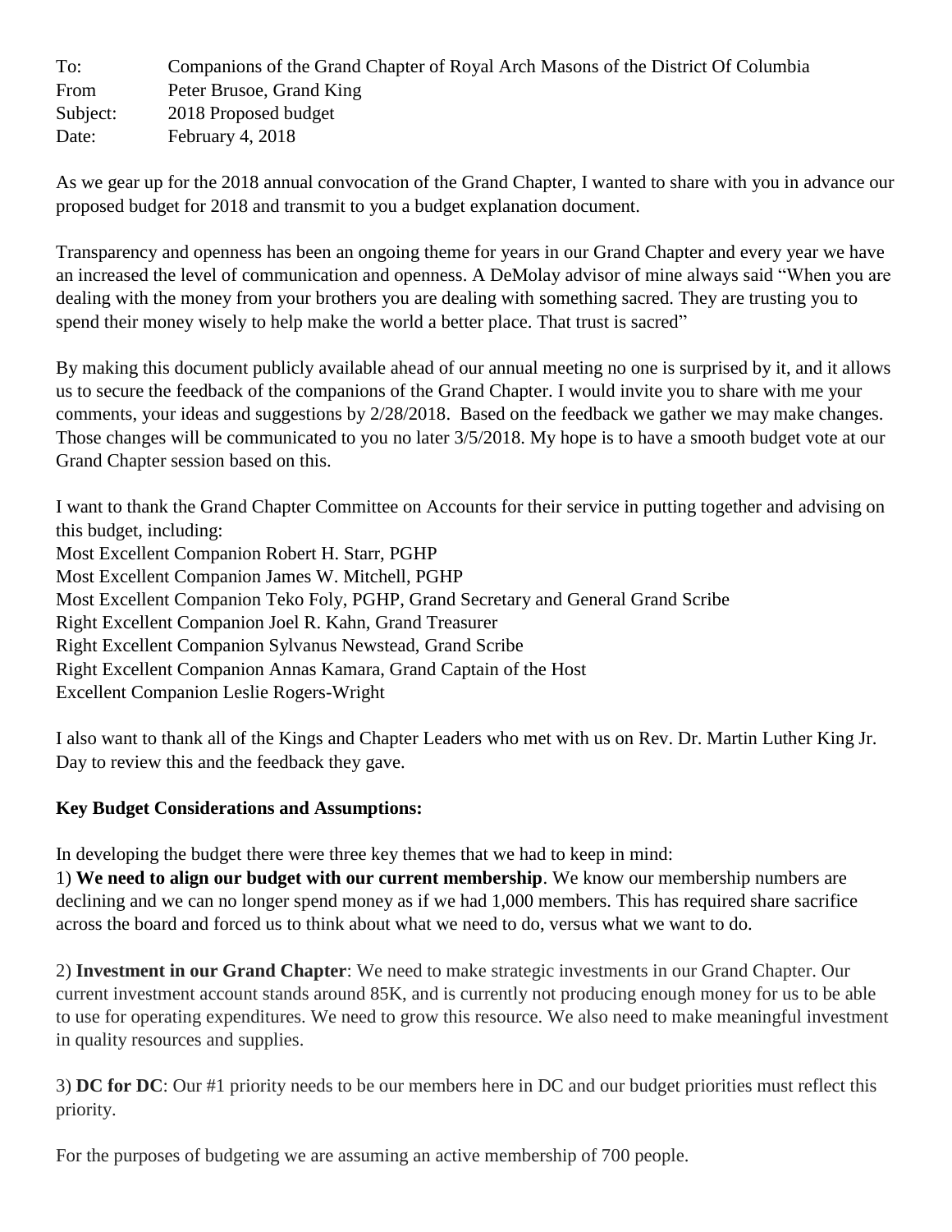To: Companions of the Grand Chapter of Royal Arch Masons of the District Of Columbia
From Peter Brusoe, Grand King
Subject: 2018 Proposed budget
Date: February 4, 2018

As we gear up for the 2018 annual convocation of the Grand Chapter, I wanted to share with you in advance our proposed budget for 2018 and transmit to you a budget explanation document.

Transparency and openness has been an ongoing theme for years in our Grand Chapter and every year we have an increased the level of communication and openness. A DeMolay advisor of mine always said "When you are dealing with the money from your brothers you are dealing with something sacred. They are trusting you to spend their money wisely to help make the world a better place. That trust is sacred"

By making this document publicly available ahead of our annual meeting no one is surprised by it, and it allows us to secure the feedback of the companions of the Grand Chapter. I would invite you to share with me your comments, your ideas and suggestions by 2/28/2018. Based on the feedback we gather we may make changes. Those changes will be communicated to you no later 3/5/2018. My hope is to have a smooth budget vote at our Grand Chapter session based on this.

I want to thank the Grand Chapter Committee on Accounts for their service in putting together and advising on this budget, including:
Most Excellent Companion Robert H. Starr, PGHP
Most Excellent Companion James W. Mitchell, PGHP
Most Excellent Companion Teko Foly, PGHP, Grand Secretary and General Grand Scribe
Right Excellent Companion Joel R. Kahn, Grand Treasurer
Right Excellent Companion Sylvanus Newstead, Grand Scribe
Right Excellent Companion Annas Kamara, Grand Captain of the Host
Excellent Companion Leslie Rogers-Wright

I also want to thank all of the Kings and Chapter Leaders who met with us on Rev. Dr. Martin Luther King Jr. Day to review this and the feedback they gave.

**Key Budget Considerations and Assumptions:**

In developing the budget there were three key themes that we had to keep in mind:

1) **We need to align our budget with our current membership**. We know our membership numbers are declining and we can no longer spend money as if we had 1,000 members. This has required share sacrifice across the board and forced us to think about what we need to do, versus what we want to do.

2) **Investment in our Grand Chapter**: We need to make strategic investments in our Grand Chapter. Our current investment account stands around 85K, and is currently not producing enough money for us to be able to use for operating expenditures. We need to grow this resource. We also need to make meaningful investment in quality resources and supplies.

3) **DC for DC**: Our #1 priority needs to be our members here in DC and our budget priorities must reflect this priority.

For the purposes of budgeting we are assuming an active membership of 700 people.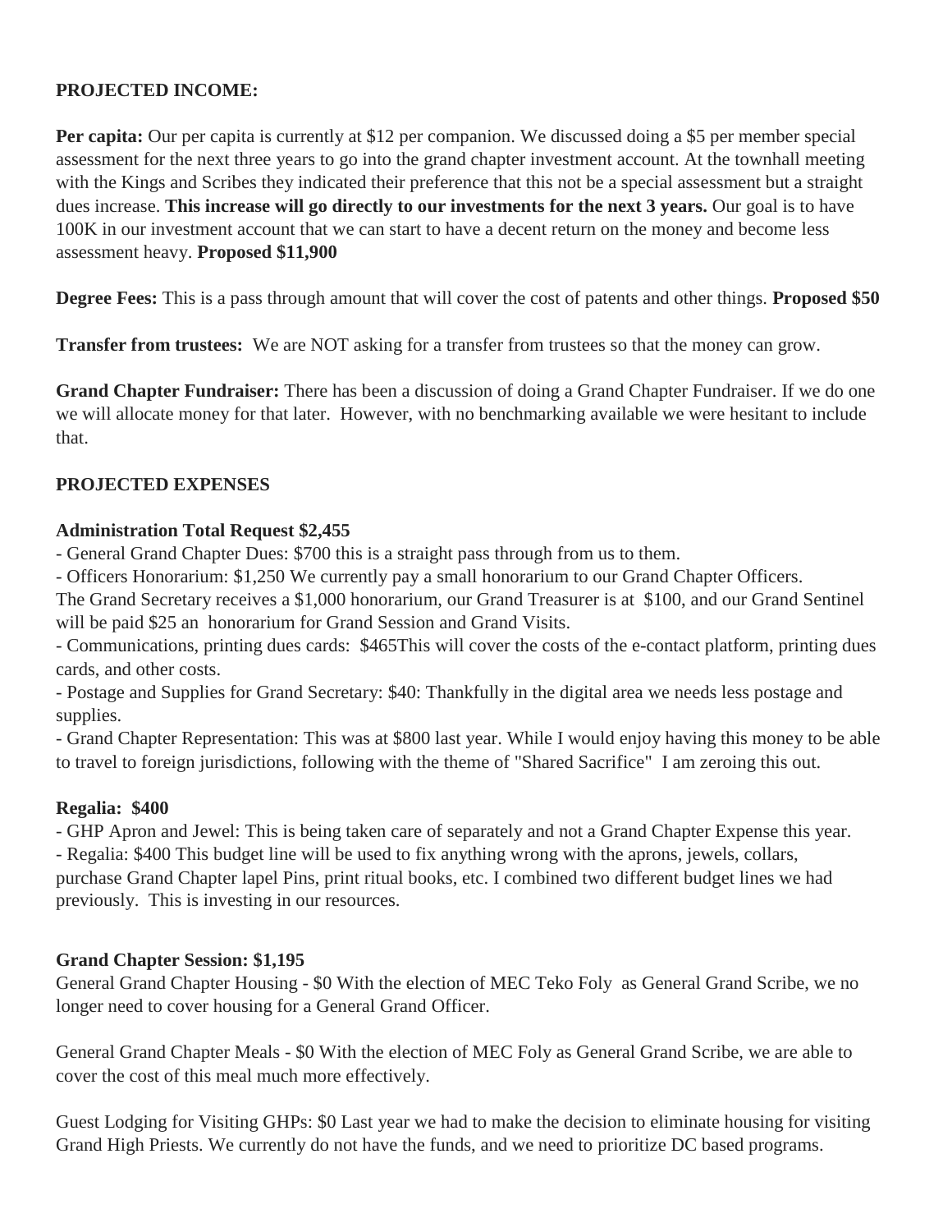**PROJECTED INCOME:**

**Per capita:** Our per capita is currently at $12 per companion. We discussed doing a $5 per member special assessment for the next three years to go into the grand chapter investment account. At the townhall meeting with the Kings and Scribes they indicated their preference that this not be a special assessment but a straight dues increase. **This increase will go directly to our investments for the next 3 years.** Our goal is to have 100K in our investment account that we can start to have a decent return on the money and become less assessment heavy. **Proposed $11,900**

**Degree Fees:** This is a pass through amount that will cover the cost of patents and other things. **Proposed $50**

**Transfer from trustees:** We are NOT asking for a transfer from trustees so that the money can grow.

**Grand Chapter Fundraiser:** There has been a discussion of doing a Grand Chapter Fundraiser. If we do one we will allocate money for that later. However, with no benchmarking available we were hesitant to include that.

**PROJECTED EXPENSES**

**Administration Total Request $2,455**

- General Grand Chapter Dues: $700 this is a straight pass through from us to them.
- Officers Honorarium: $1,250 We currently pay a small honorarium to our Grand Chapter Officers.

The Grand Secretary receives a $1,000 honorarium, our Grand Treasurer is at $100, and our Grand Sentinel will be paid $25 an honorarium for Grand Session and Grand Visits.

- Communications, printing dues cards: $465This will cover the costs of the e-contact platform, printing dues cards, and other costs.
- Postage and Supplies for Grand Secretary: $40: Thankfully in the digital area we needs less postage and supplies.
- Grand Chapter Representation: This was at $800 last year. While I would enjoy having this money to be able to travel to foreign jurisdictions, following with the theme of "Shared Sacrifice" I am zeroing this out.

**Regalia: $400**

- GHP Apron and Jewel: This is being taken care of separately and not a Grand Chapter Expense this year.
- Regalia: $400 This budget line will be used to fix anything wrong with the aprons, jewels, collars, purchase Grand Chapter lapel Pins, print ritual books, etc. I combined two different budget lines we had previously. This is investing in our resources.

**Grand Chapter Session: $1,195**

General Grand Chapter Housing - $0 With the election of MEC Teko Foly as General Grand Scribe, we no longer need to cover housing for a General Grand Officer.

General Grand Chapter Meals - $0 With the election of MEC Foly as General Grand Scribe, we are able to cover the cost of this meal much more effectively.

Guest Lodging for Visiting GHPs: $0 Last year we had to make the decision to eliminate housing for visiting Grand High Priests. We currently do not have the funds, and we need to prioritize DC based programs.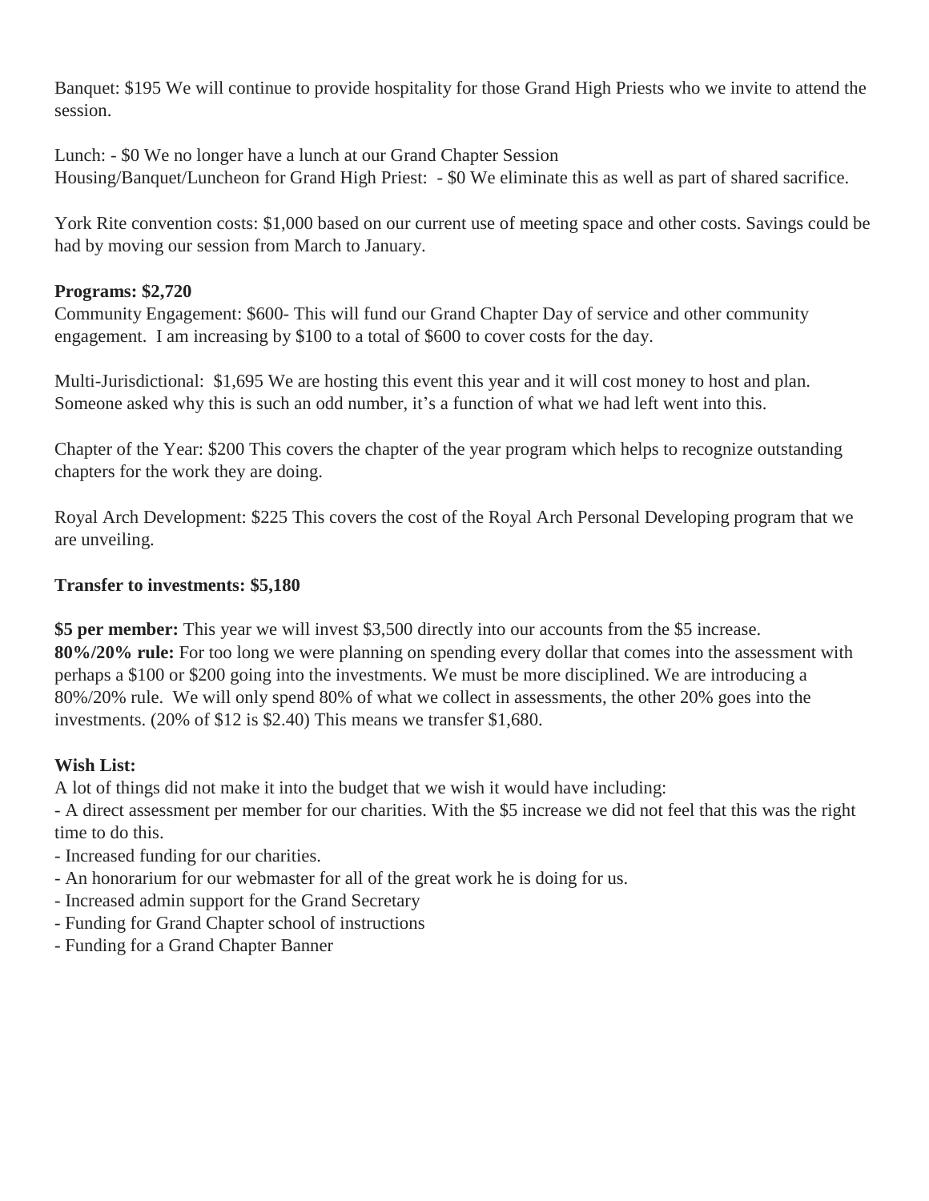Banquet: $195 We will continue to provide hospitality for those Grand High Priests who we invite to attend the session.

Lunch: - $0 We no longer have a lunch at our Grand Chapter Session
Housing/Banquet/Luncheon for Grand High Priest: - $0 We eliminate this as well as part of shared sacrifice.

York Rite convention costs: $1,000 based on our current use of meeting space and other costs. Savings could be had by moving our session from March to January.

**Programs: $2,720**
Community Engagement: $600- This will fund our Grand Chapter Day of service and other community engagement. I am increasing by $100 to a total of $600 to cover costs for the day.

Multi-Jurisdictional: $1,695 We are hosting this event this year and it will cost money to host and plan. Someone asked why this is such an odd number, it's a function of what we had left went into this.

Chapter of the Year: $200 This covers the chapter of the year program which helps to recognize outstanding chapters for the work they are doing.

Royal Arch Development: $225 This covers the cost of the Royal Arch Personal Developing program that we are unveiling.

**Transfer to investments: $5,180**

**$5 per member:** This year we will invest $3,500 directly into our accounts from the $5 increase.
**80%/20% rule:** For too long we were planning on spending every dollar that comes into the assessment with perhaps a $100 or $200 going into the investments. We must be more disciplined. We are introducing a 80%/20% rule. We will only spend 80% of what we collect in assessments, the other 20% goes into the investments. (20% of $12 is $2.40) This means we transfer $1,680.

**Wish List:**
A lot of things did not make it into the budget that we wish it would have including:
- A direct assessment per member for our charities. With the $5 increase we did not feel that this was the right time to do this.
- Increased funding for our charities.
- An honorarium for our webmaster for all of the great work he is doing for us.
- Increased admin support for the Grand Secretary
- Funding for Grand Chapter school of instructions
- Funding for a Grand Chapter Banner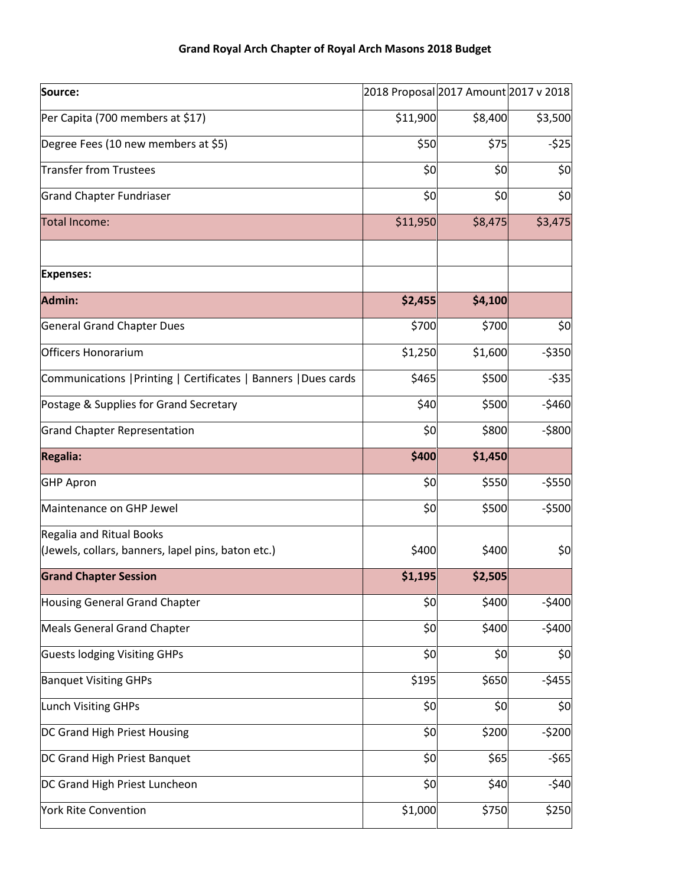**Grand Royal Arch Chapter of Royal Arch Masons 2018 Budget**

| Source: | 2018 Proposal | 2017 Amount | 2017 v 2018 |
|---|---|---|---|
| Per Capita (700 members at $17) | $11,900 | $8,400 | $3,500 |
| Degree Fees (10 new members at $5) | $50 | $75 | -$25 |
| Transfer from Trustees | $0 | $0 | $0 |
| Grand Chapter Fundriaser | $0 | $0 | $0 |
| Total Income: | $11,950 | $8,475 | $3,475 |
| | | | |
| **Expenses:** | | | |
| **Admin:** | **$2,455** | **$4,100** | |
| General Grand Chapter Dues | $700 | $700 | $0 |
| Officers Honorarium | $1,250 | $1,600 | -$350 |
| Communications \|Printing \| Certificates \| Banners \|Dues cards | $465 | $500 | -$35 |
| Postage & Supplies for Grand Secretary | $40 | $500 | -$460 |
| Grand Chapter Representation | $0 | $800 | -$800 |
| **Regalia:** | **$400** | **$1,450** | |
| GHP Apron | $0 | $550 | -$550 |
| Maintenance on GHP Jewel | $0 | $500 | -$500 |
| Regalia and Ritual Books (Jewels, collars, banners, lapel pins, baton etc.) | $400 | $400 | $0 |
| **Grand Chapter Session** | **$1,195** | **$2,505** | |
| Housing General Grand Chapter | $0 | $400 | -$400 |
| Meals General Grand Chapter | $0 | $400 | -$400 |
| Guests lodging Visiting GHPs | $0 | $0 | $0 |
| Banquet Visiting GHPs | $195 | $650 | -$455 |
| Lunch Visiting GHPs | $0 | $0 | $0 |
| DC Grand High Priest Housing | $0 | $200 | -$200 |
| DC Grand High Priest Banquet | $0 | $65 | -$65 |
| DC Grand High Priest Luncheon | $0 | $40 | -$40 |
| York Rite Convention | $1,000 | $750 | $250 |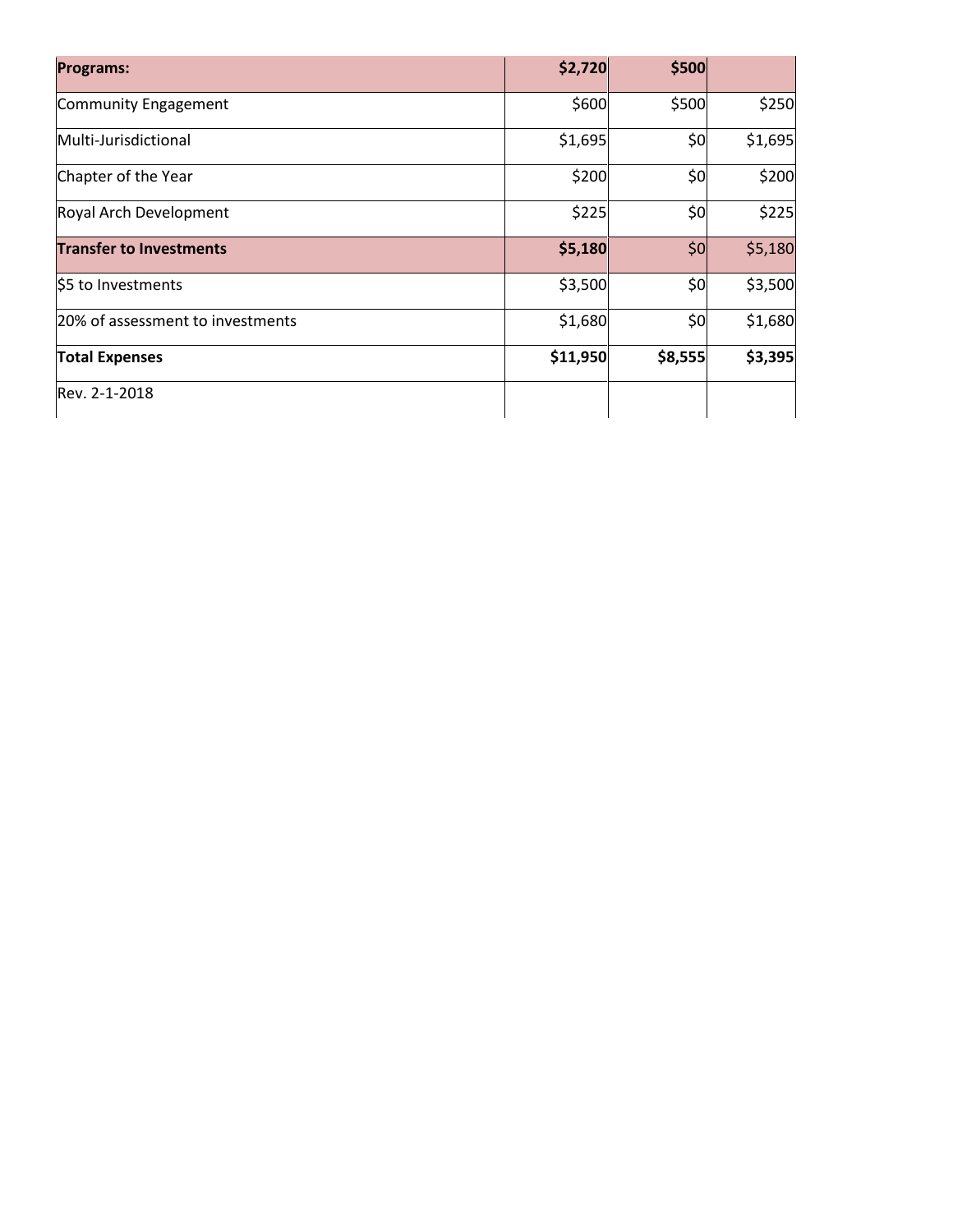| | | | |
|---|---|---|---|
| **Programs:** | **$2,720** | **$500** | |
| Community Engagement | $600 | $500 | $250 |
| Multi-Jurisdictional | $1,695 | $0 | $1,695 |
| Chapter of the Year | $200 | $0 | $200 |
| Royal Arch Development | $225 | $0 | $225 |
| **Transfer to Investments** | **$5,180** | $0 | $5,180 |
| $5 to Investments | $3,500 | $0 | $3,500 |
| 20% of assessment to investments | $1,680 | $0 | $1,680 |
| **Total Expenses** | **$11,950** | **$8,555** | **$3,395** |
| Rev. 2-1-2018 | | | |